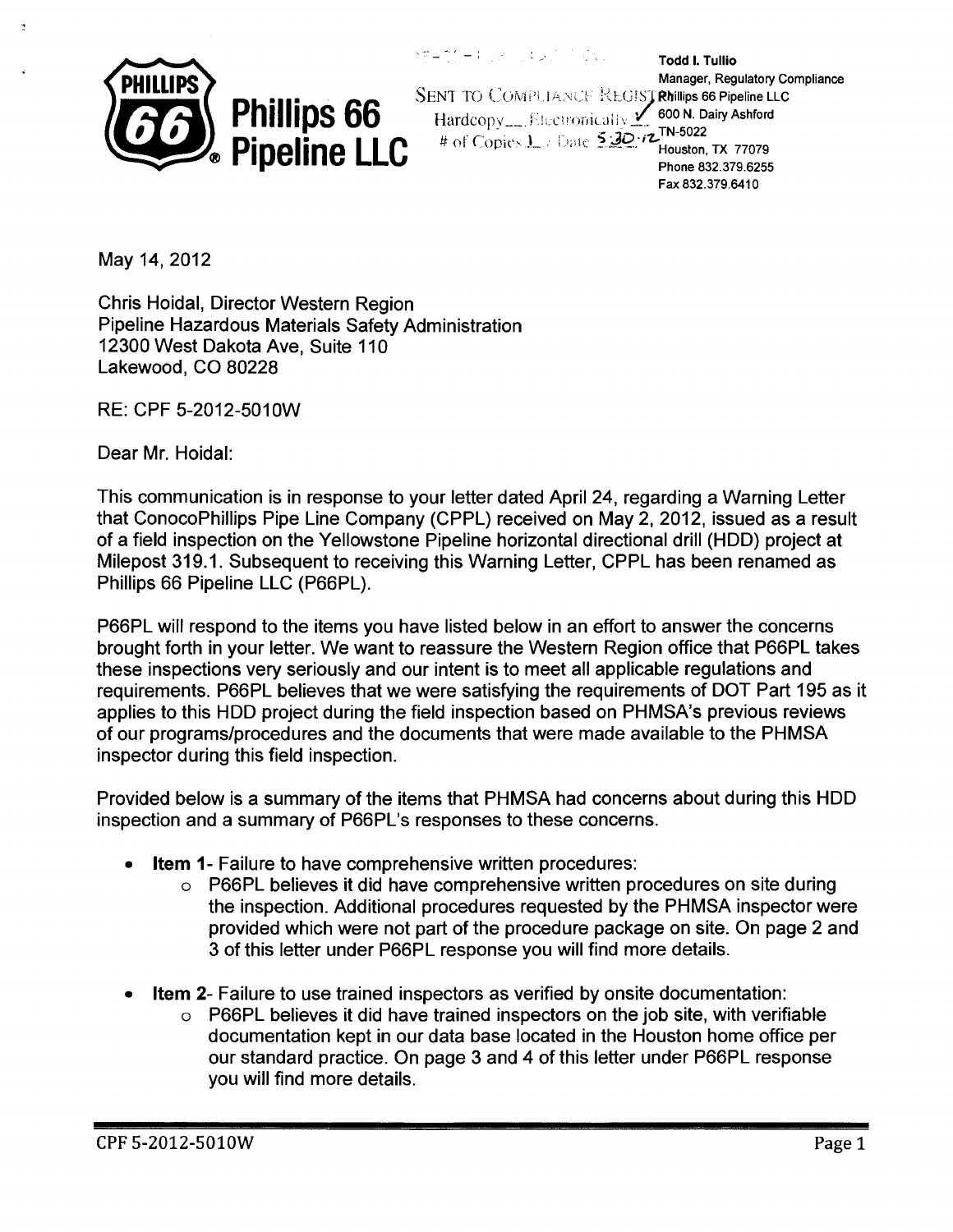**Phillips 66 Pipeline LLC**

SENT TO COMPLIANCE REGISTRY
Hardcopy\_\_ Electronically ✓
\# of Copies 1 Date 5-30-12

**Todd I. Tullio**
Manager, Regulatory Compliance
Phillips 66 Pipeline LLC
600 N. Dairy Ashford
TN-5022
Houston, TX 77079
Phone 832.379.6255
Fax 832.379.6410

May 14, 2012

Chris Hoidal, Director Western Region
Pipeline Hazardous Materials Safety Administration
12300 West Dakota Ave, Suite 110
Lakewood, CO 80228

RE: CPF 5-2012-5010W

Dear Mr. Hoidal:

This communication is in response to your letter dated April 24, regarding a Warning Letter that ConocoPhillips Pipe Line Company (CPPL) received on May 2, 2012, issued as a result of a field inspection on the Yellowstone Pipeline horizontal directional drill (HDD) project at Milepost 319.1. Subsequent to receiving this Warning Letter, CPPL has been renamed as Phillips 66 Pipeline LLC (P66PL).

P66PL will respond to the items you have listed below in an effort to answer the concerns brought forth in your letter. We want to reassure the Western Region office that P66PL takes these inspections very seriously and our intent is to meet all applicable regulations and requirements. P66PL believes that we were satisfying the requirements of DOT Part 195 as it applies to this HDD project during the field inspection based on PHMSA's previous reviews of our programs/procedures and the documents that were made available to the PHMSA inspector during this field inspection.

Provided below is a summary of the items that PHMSA had concerns about during this HDD inspection and a summary of P66PL's responses to these concerns.

- **Item 1**- Failure to have comprehensive written procedures:
  - P66PL believes it did have comprehensive written procedures on site during the inspection. Additional procedures requested by the PHMSA inspector were provided which were not part of the procedure package on site. On page 2 and 3 of this letter under P66PL response you will find more details.
- **Item 2**- Failure to use trained inspectors as verified by onsite documentation:
  - P66PL believes it did have trained inspectors on the job site, with verifiable documentation kept in our data base located in the Houston home office per our standard practice. On page 3 and 4 of this letter under P66PL response you will find more details.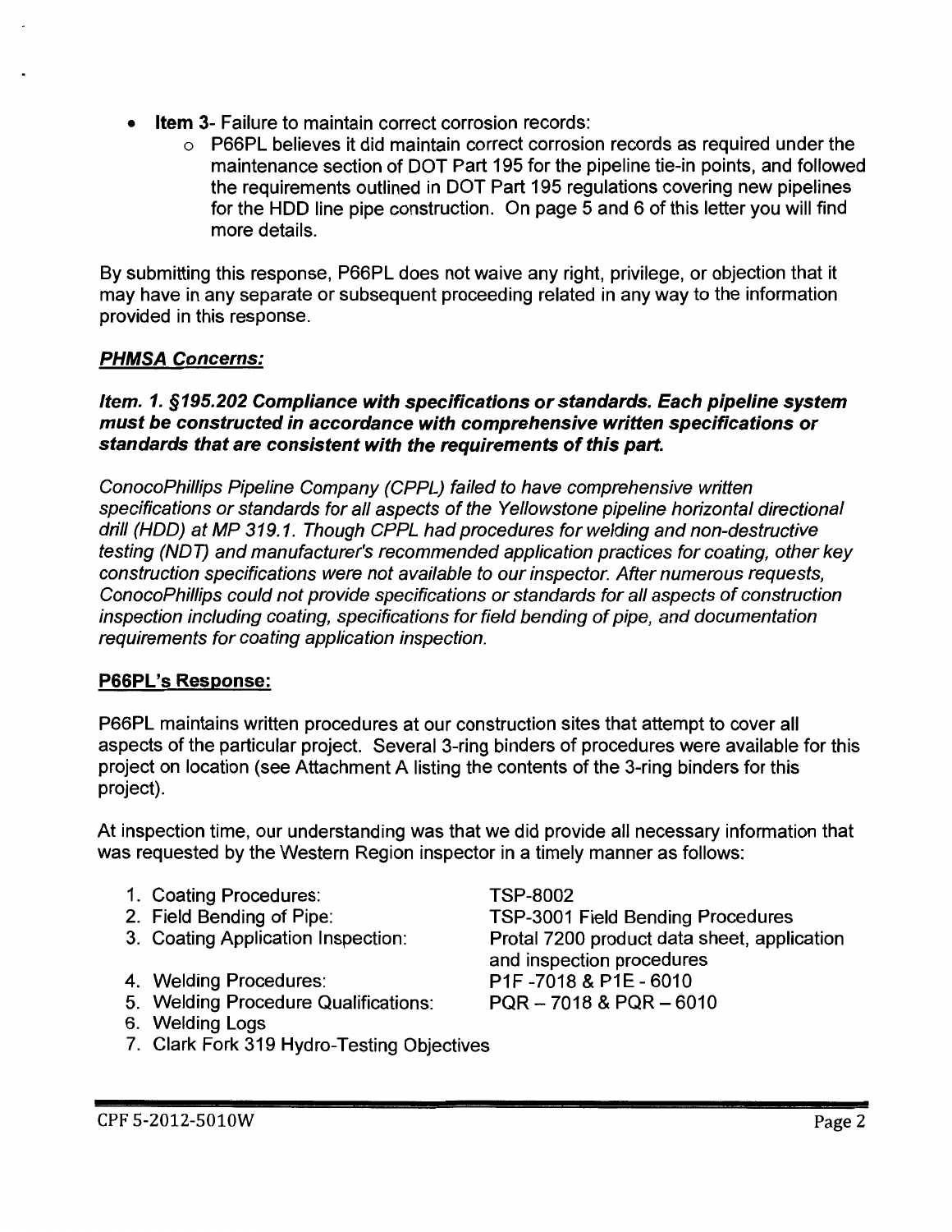- **Item 3**- Failure to maintain correct corrosion records:
  - P66PL believes it did maintain correct corrosion records as required under the maintenance section of DOT Part 195 for the pipeline tie-in points, and followed the requirements outlined in DOT Part 195 regulations covering new pipelines for the HDD line pipe construction. On page 5 and 6 of this letter you will find more details.

By submitting this response, P66PL does not waive any right, privilege, or objection that it may have in any separate or subsequent proceeding related in any way to the information provided in this response.

***PHMSA Concerns:***

***Item. 1. §195.202 Compliance with specifications or standards. Each pipeline system must be constructed in accordance with comprehensive written specifications or standards that are consistent with the requirements of this part.***

*ConocoPhillips Pipeline Company (CPPL) failed to have comprehensive written specifications or standards for all aspects of the Yellowstone pipeline horizontal directional drill (HDD) at MP 319.1. Though CPPL had procedures for welding and non-destructive testing (NDT) and manufacturer's recommended application practices for coating, other key construction specifications were not available to our inspector. After numerous requests, ConocoPhillips could not provide specifications or standards for all aspects of construction inspection including coating, specifications for field bending of pipe, and documentation requirements for coating application inspection.*

**P66PL's Response:**

P66PL maintains written procedures at our construction sites that attempt to cover all aspects of the particular project. Several 3-ring binders of procedures were available for this project on location (see Attachment A listing the contents of the 3-ring binders for this project).

At inspection time, our understanding was that we did provide all necessary information that was requested by the Western Region inspector in a timely manner as follows:

1. Coating Procedures: TSP-8002
2. Field Bending of Pipe: TSP-3001 Field Bending Procedures
3. Coating Application Inspection: Protal 7200 product data sheet, application and inspection procedures
4. Welding Procedures: P1F -7018 & P1E - 6010
5. Welding Procedure Qualifications: PQR – 7018 & PQR – 6010
6. Welding Logs
7. Clark Fork 319 Hydro-Testing Objectives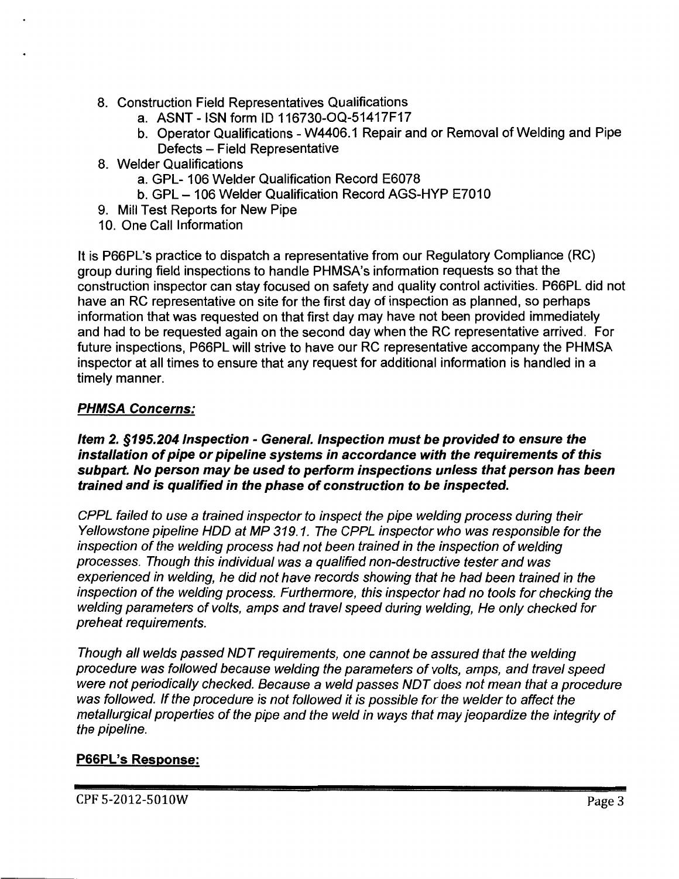8. Construction Field Representatives Qualifications
    a. ASNT - ISN form ID 116730-OQ-51417F17
    b. Operator Qualifications - W4406.1 Repair and or Removal of Welding and Pipe Defects – Field Representative
8. Welder Qualifications
    a. GPL- 106 Welder Qualification Record E6078
    b. GPL – 106 Welder Qualification Record AGS-HYP E7010
9. Mill Test Reports for New Pipe
10. One Call Information

It is P66PL's practice to dispatch a representative from our Regulatory Compliance (RC) group during field inspections to handle PHMSA's information requests so that the construction inspector can stay focused on safety and quality control activities. P66PL did not have an RC representative on site for the first day of inspection as planned, so perhaps information that was requested on that first day may have not been provided immediately and had to be requested again on the second day when the RC representative arrived. For future inspections, P66PL will strive to have our RC representative accompany the PHMSA inspector at all times to ensure that any request for additional information is handled in a timely manner.

***PHMSA Concerns:***

***Item 2. §195.204 Inspection - General. Inspection must be provided to ensure the installation of pipe or pipeline systems in accordance with the requirements of this subpart. No person may be used to perform inspections unless that person has been trained and is qualified in the phase of construction to be inspected.***

*CPPL failed to use a trained inspector to inspect the pipe welding process during their Yellowstone pipeline HDD at MP 319.1. The CPPL inspector who was responsible for the inspection of the welding process had not been trained in the inspection of welding processes. Though this individual was a qualified non-destructive tester and was experienced in welding, he did not have records showing that he had been trained in the inspection of the welding process. Furthermore, this inspector had no tools for checking the welding parameters of volts, amps and travel speed during welding, He only checked for preheat requirements.*

*Though all welds passed NDT requirements, one cannot be assured that the welding procedure was followed because welding the parameters of volts, amps, and travel speed were not periodically checked. Because a weld passes NDT does not mean that a procedure was followed. If the procedure is not followed it is possible for the welder to affect the metallurgical properties of the pipe and the weld in ways that may jeopardize the integrity of the pipeline.*

**P66PL's Response:**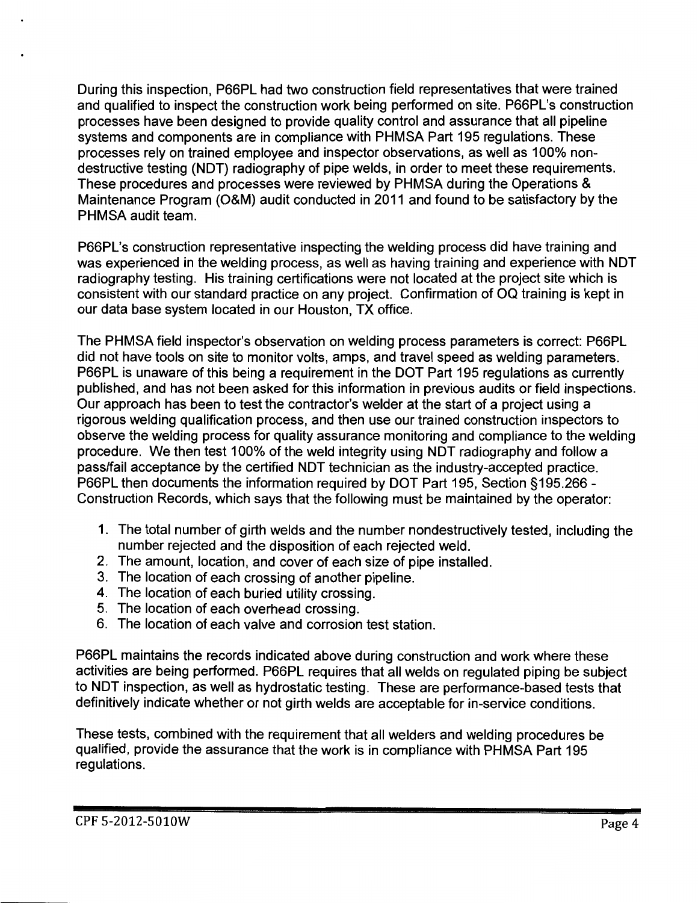During this inspection, P66PL had two construction field representatives that were trained and qualified to inspect the construction work being performed on site. P66PL's construction processes have been designed to provide quality control and assurance that all pipeline systems and components are in compliance with PHMSA Part 195 regulations. These processes rely on trained employee and inspector observations, as well as 100% non-destructive testing (NDT) radiography of pipe welds, in order to meet these requirements. These procedures and processes were reviewed by PHMSA during the Operations & Maintenance Program (O&M) audit conducted in 2011 and found to be satisfactory by the PHMSA audit team.

P66PL's construction representative inspecting the welding process did have training and was experienced in the welding process, as well as having training and experience with NDT radiography testing. His training certifications were not located at the project site which is consistent with our standard practice on any project. Confirmation of OQ training is kept in our data base system located in our Houston, TX office.

The PHMSA field inspector's observation on welding process parameters is correct: P66PL did not have tools on site to monitor volts, amps, and travel speed as welding parameters. P66PL is unaware of this being a requirement in the DOT Part 195 regulations as currently published, and has not been asked for this information in previous audits or field inspections. Our approach has been to test the contractor's welder at the start of a project using a rigorous welding qualification process, and then use our trained construction inspectors to observe the welding process for quality assurance monitoring and compliance to the welding procedure. We then test 100% of the weld integrity using NDT radiography and follow a pass/fail acceptance by the certified NDT technician as the industry-accepted practice. P66PL then documents the information required by DOT Part 195, Section §195.266 - Construction Records, which says that the following must be maintained by the operator:

1. The total number of girth welds and the number nondestructively tested, including the number rejected and the disposition of each rejected weld.
2. The amount, location, and cover of each size of pipe installed.
3. The location of each crossing of another pipeline.
4. The location of each buried utility crossing.
5. The location of each overhead crossing.
6. The location of each valve and corrosion test station.

P66PL maintains the records indicated above during construction and work where these activities are being performed. P66PL requires that all welds on regulated piping be subject to NDT inspection, as well as hydrostatic testing. These are performance-based tests that definitively indicate whether or not girth welds are acceptable for in-service conditions.

These tests, combined with the requirement that all welders and welding procedures be qualified, provide the assurance that the work is in compliance with PHMSA Part 195 regulations.

CPF 5-2012-5010W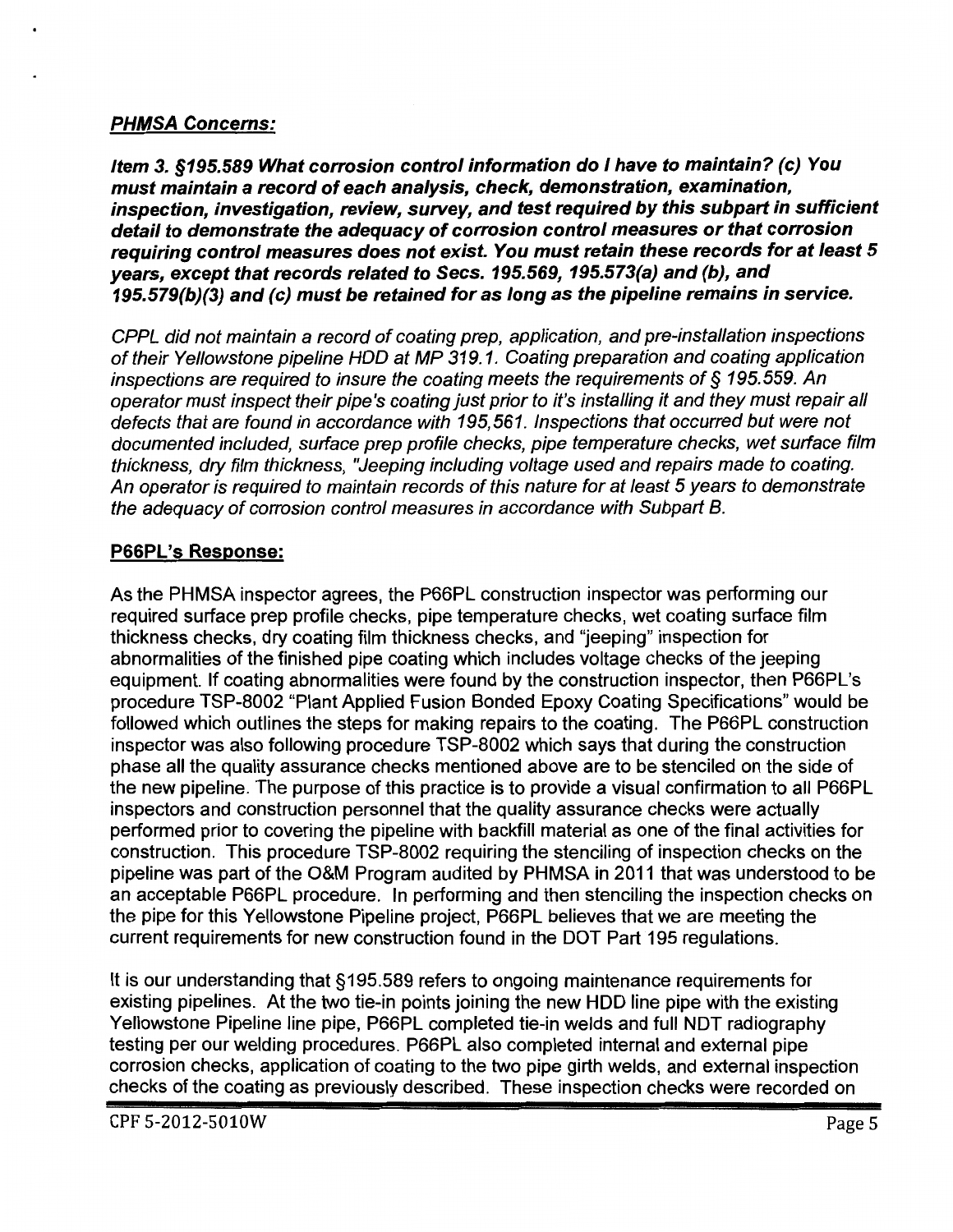***PHMSA Concerns:***

***Item 3. §195.589 What corrosion control information do I have to maintain? (c) You must maintain a record of each analysis, check, demonstration, examination, inspection, investigation, review, survey, and test required by this subpart in sufficient detail to demonstrate the adequacy of corrosion control measures or that corrosion requiring control measures does not exist. You must retain these records for at least 5 years, except that records related to Secs. 195.569, 195.573(a) and (b), and 195.579(b)(3) and (c) must be retained for as long as the pipeline remains in service.***

*CPPL did not maintain a record of coating prep, application, and pre-installation inspections of their Yellowstone pipeline HDD at MP 319.1. Coating preparation and coating application inspections are required to insure the coating meets the requirements of § 195.559. An operator must inspect their pipe's coating just prior to it's installing it and they must repair all defects that are found in accordance with 195,561. Inspections that occurred but were not documented included, surface prep profile checks, pipe temperature checks, wet surface film thickness, dry film thickness, "Jeeping including voltage used and repairs made to coating. An operator is required to maintain records of this nature for at least 5 years to demonstrate the adequacy of corrosion control measures in accordance with Subpart B.*

**P66PL's Response:**

As the PHMSA inspector agrees, the P66PL construction inspector was performing our required surface prep profile checks, pipe temperature checks, wet coating surface film thickness checks, dry coating film thickness checks, and "jeeping" inspection for abnormalities of the finished pipe coating which includes voltage checks of the jeeping equipment. If coating abnormalities were found by the construction inspector, then P66PL's procedure TSP-8002 "Plant Applied Fusion Bonded Epoxy Coating Specifications" would be followed which outlines the steps for making repairs to the coating. The P66PL construction inspector was also following procedure TSP-8002 which says that during the construction phase all the quality assurance checks mentioned above are to be stenciled on the side of the new pipeline. The purpose of this practice is to provide a visual confirmation to all P66PL inspectors and construction personnel that the quality assurance checks were actually performed prior to covering the pipeline with backfill material as one of the final activities for construction. This procedure TSP-8002 requiring the stenciling of inspection checks on the pipeline was part of the O&M Program audited by PHMSA in 2011 that was understood to be an acceptable P66PL procedure. In performing and then stenciling the inspection checks on the pipe for this Yellowstone Pipeline project, P66PL believes that we are meeting the current requirements for new construction found in the DOT Part 195 regulations.

It is our understanding that §195.589 refers to ongoing maintenance requirements for existing pipelines. At the two tie-in points joining the new HDD line pipe with the existing Yellowstone Pipeline line pipe, P66PL completed tie-in welds and full NDT radiography testing per our welding procedures. P66PL also completed internal and external pipe corrosion checks, application of coating to the two pipe girth welds, and external inspection checks of the coating as previously described. These inspection checks were recorded on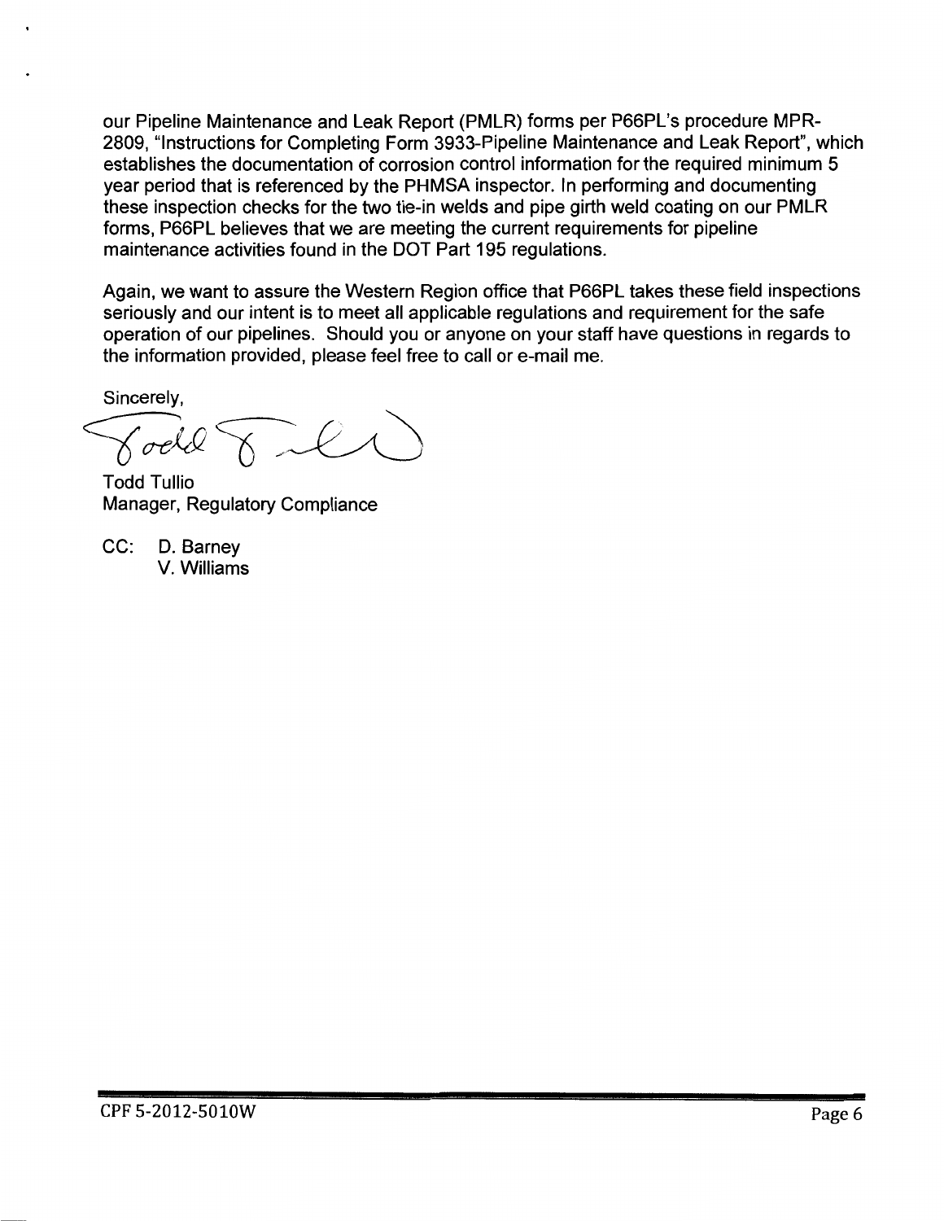our Pipeline Maintenance and Leak Report (PMLR) forms per P66PL's procedure MPR-2809, "Instructions for Completing Form 3933-Pipeline Maintenance and Leak Report", which establishes the documentation of corrosion control information for the required minimum 5 year period that is referenced by the PHMSA inspector. In performing and documenting these inspection checks for the two tie-in welds and pipe girth weld coating on our PMLR forms, P66PL believes that we are meeting the current requirements for pipeline maintenance activities found in the DOT Part 195 regulations.

Again, we want to assure the Western Region office that P66PL takes these field inspections seriously and our intent is to meet all applicable regulations and requirement for the safe operation of our pipelines. Should you or anyone on your staff have questions in regards to the information provided, please feel free to call or e-mail me.

Sincerely,

Todd Tullio
Manager, Regulatory Compliance

CC: D. Barney
V. Williams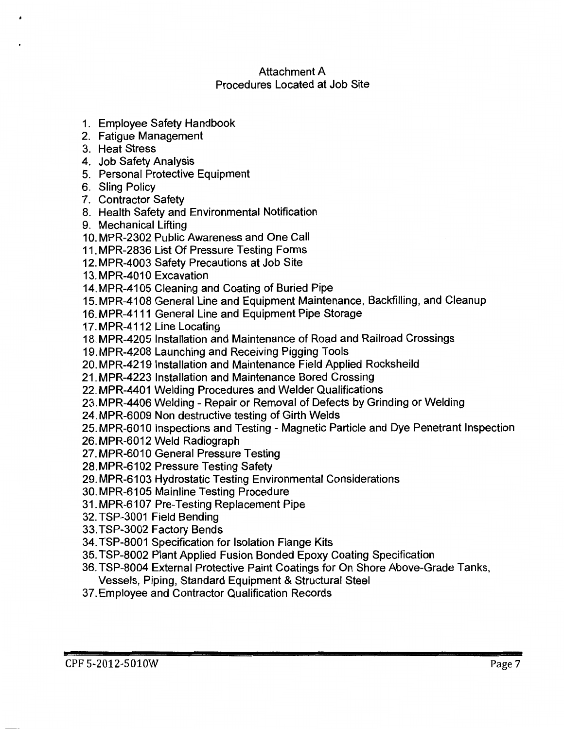# Attachment A
## Procedures Located at Job Site

1. Employee Safety Handbook
2. Fatigue Management
3. Heat Stress
4. Job Safety Analysis
5. Personal Protective Equipment
6. Sling Policy
7. Contractor Safety
8. Health Safety and Environmental Notification
9. Mechanical Lifting
10. MPR-2302 Public Awareness and One Call
11. MPR-2836 List Of Pressure Testing Forms
12. MPR-4003 Safety Precautions at Job Site
13. MPR-4010 Excavation
14. MPR-4105 Cleaning and Coating of Buried Pipe
15. MPR-4108 General Line and Equipment Maintenance, Backfilling, and Cleanup
16. MPR-4111 General Line and Equipment Pipe Storage
17. MPR-4112 Line Locating
18. MPR-4205 Installation and Maintenance of Road and Railroad Crossings
19. MPR-4208 Launching and Receiving Pigging Tools
20. MPR-4219 Installation and Maintenance Field Applied Rocksheild
21. MPR-4223 Installation and Maintenance Bored Crossing
22. MPR-4401 Welding Procedures and Welder Qualifications
23. MPR-4406 Welding - Repair or Removal of Defects by Grinding or Welding
24. MPR-6009 Non destructive testing of Girth Welds
25. MPR-6010 Inspections and Testing - Magnetic Particle and Dye Penetrant Inspection
26. MPR-6012 Weld Radiograph
27. MPR-6010 General Pressure Testing
28. MPR-6102 Pressure Testing Safety
29. MPR-6103 Hydrostatic Testing Environmental Considerations
30. MPR-6105 Mainline Testing Procedure
31. MPR-6107 Pre-Testing Replacement Pipe
32. TSP-3001 Field Bending
33. TSP-3002 Factory Bends
34. TSP-8001 Specification for Isolation Flange Kits
35. TSP-8002 Plant Applied Fusion Bonded Epoxy Coating Specification
36. TSP-8004 External Protective Paint Coatings for On Shore Above-Grade Tanks, Vessels, Piping, Standard Equipment & Structural Steel
37. Employee and Contractor Qualification Records

CPF 5-2012-5010W